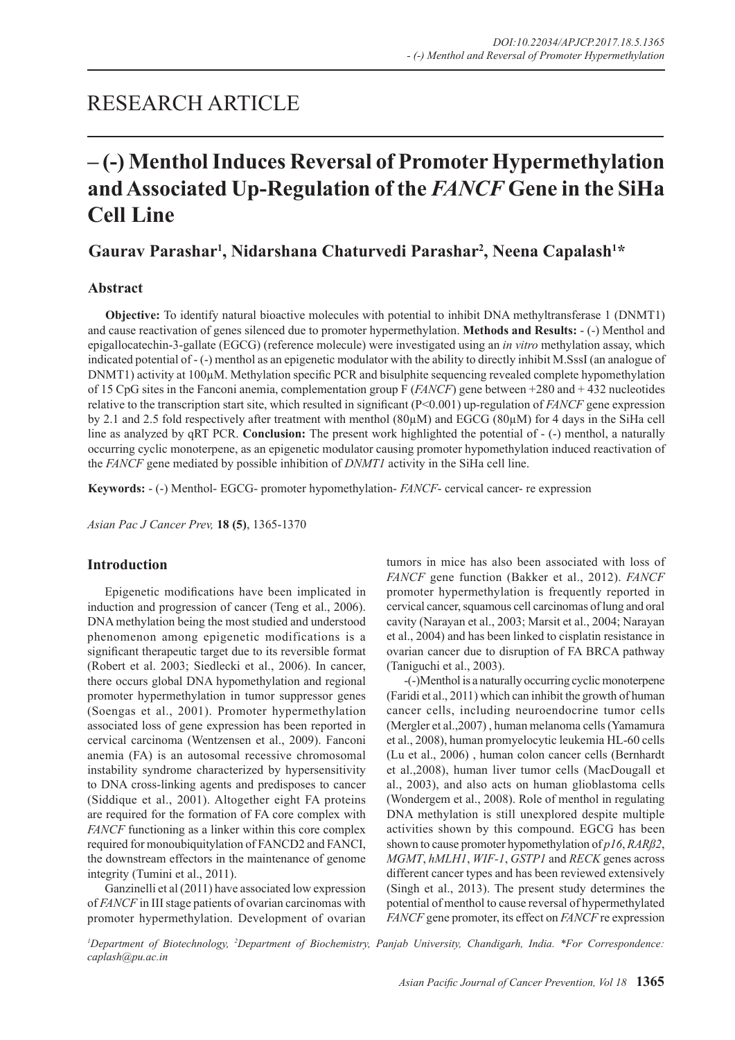# RESEARCH ARTICLE

# – (-) Menthol Induces Reversal of Promoter Hypermethylation and Associated Up-Regulation of the *FANCF* Gene in the SiHa Cell Line

**Gaurav Parashar[1], Nidarshana Chaturvedi Parashar[2], Neena Capalash[1]***

## Abstract

**Objective:** To identify natural bioactive molecules with potential to inhibit DNA methyltransferase 1 (DNMT1) and cause reactivation of genes silenced due to promoter hypermethylation. **Methods and Results:** - (-) Menthol and epigallocatechin-3-gallate (EGCG) (reference molecule) were investigated using an *in vitro* methylation assay, which indicated potential of - (-) menthol as an epigenetic modulator with the ability to directly inhibit M.SssI (an analogue of DNMT1) activity at 100μM. Methylation specific PCR and bisulphite sequencing revealed complete hypomethylation of 15 CpG sites in the Fanconi anemia, complementation group F (*FANCF*) gene between +280 and + 432 nucleotides relative to the transcription start site, which resulted in significant (P<0.001) up-regulation of *FANCF* gene expression by 2.1 and 2.5 fold respectively after treatment with menthol (80μM) and EGCG (80μM) for 4 days in the SiHa cell line as analyzed by qRT PCR. **Conclusion:** The present work highlighted the potential of - (-) menthol, a naturally occurring cyclic monoterpene, as an epigenetic modulator causing promoter hypomethylation induced reactivation of the *FANCF* gene mediated by possible inhibition of *DNMT1* activity in the SiHa cell line.

**Keywords:** - (-) Menthol- EGCG- promoter hypomethylation- *FANCF*- cervical cancer- re expression

*Asian Pac J Cancer Prev,* **18 (5)**, 1365-1370

## Introduction

Epigenetic modifications have been implicated in induction and progression of cancer (Teng et al., 2006). DNA methylation being the most studied and understood phenomenon among epigenetic modifications is a significant therapeutic target due to its reversible format (Robert et al. 2003; Siedlecki et al., 2006). In cancer, there occurs global DNA hypomethylation and regional promoter hypermethylation in tumor suppressor genes (Soengas et al., 2001). Promoter hypermethylation associated loss of gene expression has been reported in cervical carcinoma (Wentzensen et al., 2009). Fanconi anemia (FA) is an autosomal recessive chromosomal instability syndrome characterized by hypersensitivity to DNA cross-linking agents and predisposes to cancer (Siddique et al., 2001). Altogether eight FA proteins are required for the formation of FA core complex with *FANCF* functioning as a linker within this core complex required for monoubiquitylation of FANCD2 and FANCI, the downstream effectors in the maintenance of genome integrity (Tumini et al., 2011).

Ganzinelli et al (2011) have associated low expression of *FANCF* in III stage patients of ovarian carcinomas with promoter hypermethylation. Development of ovarian tumors in mice has also been associated with loss of *FANCF* gene function (Bakker et al., 2012). *FANCF* promoter hypermethylation is frequently reported in cervical cancer, squamous cell carcinomas of lung and oral cavity (Narayan et al., 2003; Marsit et al., 2004; Narayan et al., 2004) and has been linked to cisplatin resistance in ovarian cancer due to disruption of FA BRCA pathway (Taniguchi et al., 2003).

-(-)Menthol is a naturally occurring cyclic monoterpene (Faridi et al., 2011) which can inhibit the growth of human cancer cells, including neuroendocrine tumor cells (Mergler et al.,2007) , human melanoma cells (Yamamura et al., 2008), human promyelocytic leukemia HL-60 cells (Lu et al., 2006) , human colon cancer cells (Bernhardt et al.,2008), human liver tumor cells (MacDougall et al., 2003), and also acts on human glioblastoma cells (Wondergem et al., 2008). Role of menthol in regulating DNA methylation is still unexplored despite multiple activities shown by this compound. EGCG has been shown to cause promoter hypomethylation of *p16*, *RARβ2*, *MGMT*, *hMLH1*, *WIF-1*, *GSTP1* and *RECK* genes across different cancer types and has been reviewed extensively (Singh et al., 2013). The present study determines the potential of menthol to cause reversal of hypermethylated *FANCF* gene promoter, its effect on *FANCF* re expression

*[1]Department of Biotechnology, [2]Department of Biochemistry, Panjab University, Chandigarh, India. *For Correspondence: caplash@pu.ac.in*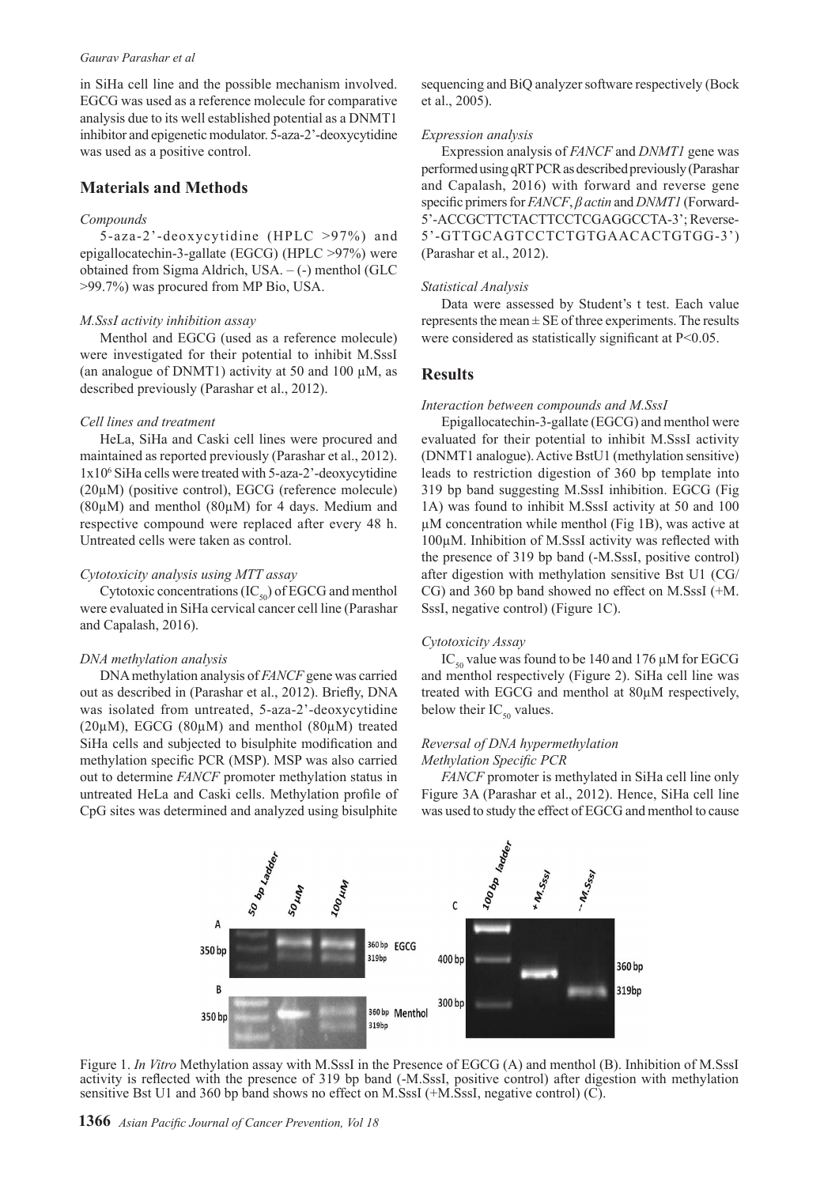in SiHa cell line and the possible mechanism involved. EGCG was used as a reference molecule for comparative analysis due to its well established potential as a DNMT1 inhibitor and epigenetic modulator. 5-aza-2'-deoxycytidine was used as a positive control.

## Materials and Methods

### *Compounds*

5-aza-2'-deoxycytidine (HPLC >97%) and epigallocatechin-3-gallate (EGCG) (HPLC >97%) were obtained from Sigma Aldrich, USA. – (-) menthol (GLC >99.7%) was procured from MP Bio, USA.

### *M.SssI activity inhibition assay*

Menthol and EGCG (used as a reference molecule) were investigated for their potential to inhibit M.SssI (an analogue of DNMT1) activity at 50 and 100 µM, as described previously (Parashar et al., 2012).

### *Cell lines and treatment*

HeLa, SiHa and Caski cell lines were procured and maintained as reported previously (Parashar et al., 2012). $1x10^6$ SiHa cells were treated with 5-aza-2'-deoxycytidine (20µM) (positive control), EGCG (reference molecule) (80µM) and menthol (80µM) for 4 days. Medium and respective compound were replaced after every 48 h. Untreated cells were taken as control.

### *Cytotoxicity analysis using MTT assay*

Cytotoxic concentrations ($IC_{50}$) of EGCG and menthol were evaluated in SiHa cervical cancer cell line (Parashar and Capalash, 2016).

### *DNA methylation analysis*

DNA methylation analysis of *FANCF* gene was carried out as described in (Parashar et al., 2012). Briefly, DNA was isolated from untreated, 5-aza-2'-deoxycytidine (20µM), EGCG (80µM) and menthol (80µM) treated SiHa cells and subjected to bisulphite modification and methylation specific PCR (MSP). MSP was also carried out to determine *FANCF* promoter methylation status in untreated HeLa and Caski cells. Methylation profile of CpG sites was determined and analyzed using bisulphite sequencing and BiQ analyzer software respectively (Bock et al., 2005).

### *Expression analysis*

Expression analysis of *FANCF* and *DNMT1* gene was performed using qRT PCR as described previously (Parashar and Capalash, 2016) with forward and reverse gene specific primers for *FANCF*, *β actin* and *DNMT1* (Forward-5'-ACCGCTTCTACTTCCTCGAGGCCTA-3'; Reverse-5'-GTTGCAGTCCTCTGTGAACACTGTGG-3') (Parashar et al., 2012).

### *Statistical Analysis*

Data were assessed by Student's t test. Each value represents the mean ± SE of three experiments. The results were considered as statistically significant at $P<0.05$.

## Results

### *Interaction between compounds and M.SssI*

Epigallocatechin-3-gallate (EGCG) and menthol were evaluated for their potential to inhibit M.SssI activity (DNMT1 analogue). Active BstU1 (methylation sensitive) leads to restriction digestion of 360 bp template into 319 bp band suggesting M.SssI inhibition. EGCG (Fig 1A) was found to inhibit M.SssI activity at 50 and 100 µM concentration while menthol (Fig 1B), was active at 100µM. Inhibition of M.SssI activity was reflected with the presence of 319 bp band (-M.SssI, positive control) after digestion with methylation sensitive Bst U1 (CG/CG) and 360 bp band showed no effect on M.SssI (+M.SssI, negative control) (Figure 1C).

### *Cytotoxicity Assay*

$IC_{50}$ value was found to be 140 and 176 µM for EGCG and menthol respectively (Figure 2). SiHa cell line was treated with EGCG and menthol at 80µM respectively, below their $IC_{50}$ values.

### *Reversal of DNA hypermethylation*

*Methylation Specific PCR*

*FANCF* promoter is methylated in SiHa cell line only Figure 3A (Parashar et al., 2012). Hence, SiHa cell line was used to study the effect of EGCG and menthol to cause

Figure 1. *In Vitro* Methylation assay with M.SssI in the Presence of EGCG (A) and menthol (B). Inhibition of M.SssI activity is reflected with the presence of 319 bp band (-M.SssI, positive control) after digestion with methylation sensitive Bst U1 and 360 bp band shows no effect on M.SssI (+M.SssI, negative control) (C).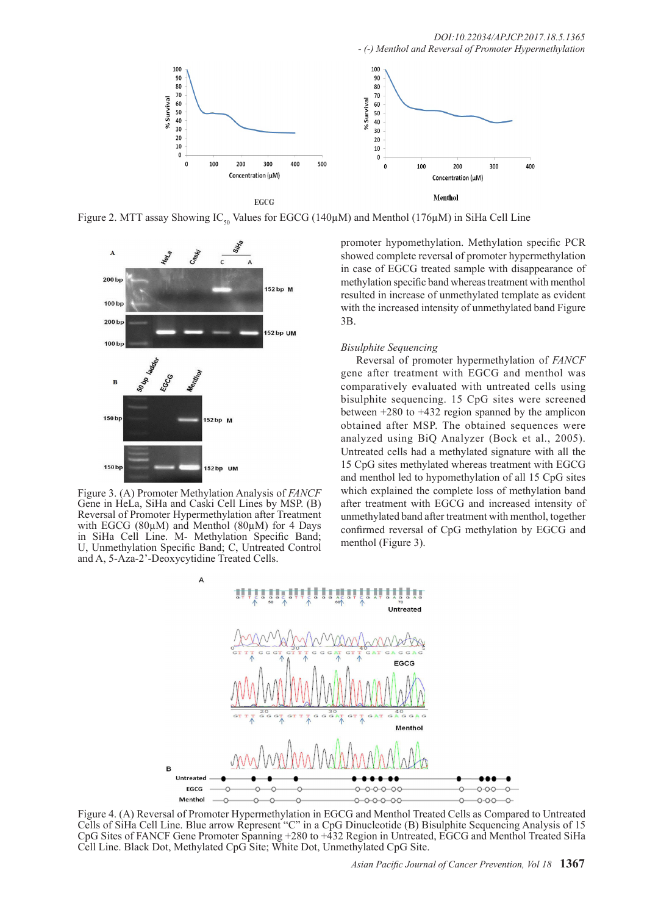Figure 2. MTT assay Showing $IC_{50}$ Values for EGCG (140µM) and Menthol (176µM) in SiHa Cell Line

Figure 3. (A) Promoter Methylation Analysis of *FANCF* Gene in HeLa, SiHa and Caski Cell Lines by MSP. (B) Reversal of Promoter Hypermethylation after Treatment with EGCG (80µM) and Menthol (80µM) for 4 Days in SiHa Cell Line. M- Methylation Specific Band; U, Unmethylation Specific Band; C, Untreated Control and A, 5-Aza-2'-Deoxycytidine Treated Cells.

promoter hypomethylation. Methylation specific PCR showed complete reversal of promoter hypermethylation in case of EGCG treated sample with disappearance of methylation specific band whereas treatment with menthol resulted in increase of unmethylated template as evident with the increased intensity of unmethylated band Figure 3B.

### *Bisulphite Sequencing*

Reversal of promoter hypermethylation of *FANCF* gene after treatment with EGCG and menthol was comparatively evaluated with untreated cells using bisulphite sequencing. 15 CpG sites were screened between +280 to +432 region spanned by the amplicon obtained after MSP. The obtained sequences were analyzed using BiQ Analyzer (Bock et al., 2005). Untreated cells had a methylated signature with all the 15 CpG sites methylated whereas treatment with EGCG and menthol led to hypomethylation of all 15 CpG sites which explained the complete loss of methylation band after treatment with EGCG and increased intensity of unmethylated band after treatment with menthol, together confirmed reversal of CpG methylation by EGCG and menthol (Figure 3).

Figure 4. (A) Reversal of Promoter Hypermethylation in EGCG and Menthol Treated Cells as Compared to Untreated Cells of SiHa Cell Line. Blue arrow Represent "C" in a CpG Dinucleotide (B) Bisulphite Sequencing Analysis of 15 CpG Sites of FANCF Gene Promoter Spanning +280 to +432 Region in Untreated, EGCG and Menthol Treated SiHa Cell Line. Black Dot, Methylated CpG Site; White Dot, Unmethylated CpG Site.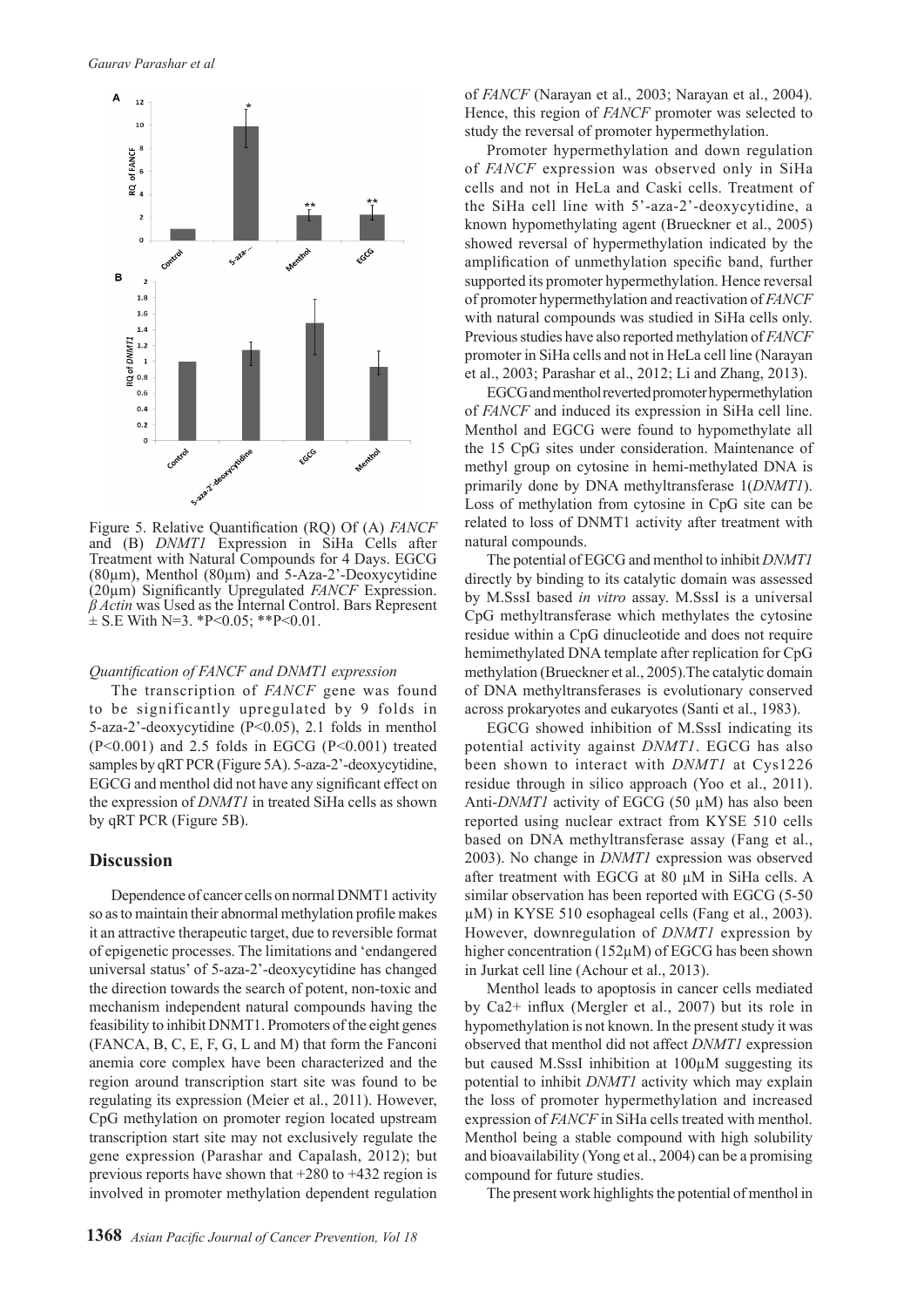Figure 5. Relative Quantification (RQ) Of (A) *FANCF* and (B) *DNMT1* Expression in SiHa Cells after Treatment with Natural Compounds for 4 Days. EGCG (80µm), Menthol (80µm) and 5-Aza-2'-Deoxycytidine (20µm) Significantly Upregulated *FANCF* Expression. *β Actin* was Used as the Internal Control. Bars Represent ± S.E With N=3. *P<0.05; **P<0.01.

*Quantification of FANCF and DNMT1 expression*

The transcription of *FANCF* gene was found to be significantly upregulated by 9 folds in 5-aza-2'-deoxycytidine (P<0.05), 2.1 folds in menthol (P<0.001) and 2.5 folds in EGCG (P<0.001) treated samples by qRT PCR (Figure 5A). 5-aza-2'-deoxycytidine, EGCG and menthol did not have any significant effect on the expression of *DNMT1* in treated SiHa cells as shown by qRT PCR (Figure 5B).

## Discussion

Dependence of cancer cells on normal DNMT1 activity so as to maintain their abnormal methylation profile makes it an attractive therapeutic target, due to reversible format of epigenetic processes. The limitations and 'endangered universal status' of 5-aza-2'-deoxycytidine has changed the direction towards the search of potent, non-toxic and mechanism independent natural compounds having the feasibility to inhibit DNMT1. Promoters of the eight genes (FANCA, B, C, E, F, G, L and M) that form the Fanconi anemia core complex have been characterized and the region around transcription start site was found to be regulating its expression (Meier et al., 2011). However, CpG methylation on promoter region located upstream transcription start site may not exclusively regulate the gene expression (Parashar and Capalash, 2012); but previous reports have shown that +280 to +432 region is involved in promoter methylation dependent regulation of *FANCF* (Narayan et al., 2003; Narayan et al., 2004). Hence, this region of *FANCF* promoter was selected to study the reversal of promoter hypermethylation.

Promoter hypermethylation and down regulation of *FANCF* expression was observed only in SiHa cells and not in HeLa and Caski cells. Treatment of the SiHa cell line with 5'-aza-2'-deoxycytidine, a known hypomethylating agent (Brueckner et al., 2005) showed reversal of hypermethylation indicated by the amplification of unmethylation specific band, further supported its promoter hypermethylation. Hence reversal of promoter hypermethylation and reactivation of *FANCF* with natural compounds was studied in SiHa cells only. Previous studies have also reported methylation of *FANCF* promoter in SiHa cells and not in HeLa cell line (Narayan et al., 2003; Parashar et al., 2012; Li and Zhang, 2013).

EGCG and menthol reverted promoter hypermethylation of *FANCF* and induced its expression in SiHa cell line. Menthol and EGCG were found to hypomethylate all the 15 CpG sites under consideration. Maintenance of methyl group on cytosine in hemi-methylated DNA is primarily done by DNA methyltransferase 1(*DNMT1*). Loss of methylation from cytosine in CpG site can be related to loss of DNMT1 activity after treatment with natural compounds.

The potential of EGCG and menthol to inhibit *DNMT1* directly by binding to its catalytic domain was assessed by M.SssI based *in vitro* assay. M.SssI is a universal CpG methyltransferase which methylates the cytosine residue within a CpG dinucleotide and does not require hemimethylated DNA template after replication for CpG methylation (Brueckner et al., 2005).The catalytic domain of DNA methyltransferases is evolutionary conserved across prokaryotes and eukaryotes (Santi et al., 1983).

EGCG showed inhibition of M.SssI indicating its potential activity against *DNMT1*. EGCG has also been shown to interact with *DNMT1* at Cys1226 residue through in silico approach (Yoo et al., 2011). Anti-*DNMT1* activity of EGCG (50 µM) has also been reported using nuclear extract from KYSE 510 cells based on DNA methyltransferase assay (Fang et al., 2003). No change in *DNMT1* expression was observed after treatment with EGCG at 80 µM in SiHa cells. A similar observation has been reported with EGCG (5-50 µM) in KYSE 510 esophageal cells (Fang et al., 2003). However, downregulation of *DNMT1* expression by higher concentration (152µM) of EGCG has been shown in Jurkat cell line (Achour et al., 2013).

Menthol leads to apoptosis in cancer cells mediated by $Ca^{2+}$ influx (Mergler et al., 2007) but its role in hypomethylation is not known. In the present study it was observed that menthol did not affect *DNMT1* expression but caused M.SssI inhibition at 100µM suggesting its potential to inhibit *DNMT1* activity which may explain the loss of promoter hypermethylation and increased expression of *FANCF* in SiHa cells treated with menthol. Menthol being a stable compound with high solubility and bioavailability (Yong et al., 2004) can be a promising compound for future studies.

The present work highlights the potential of menthol in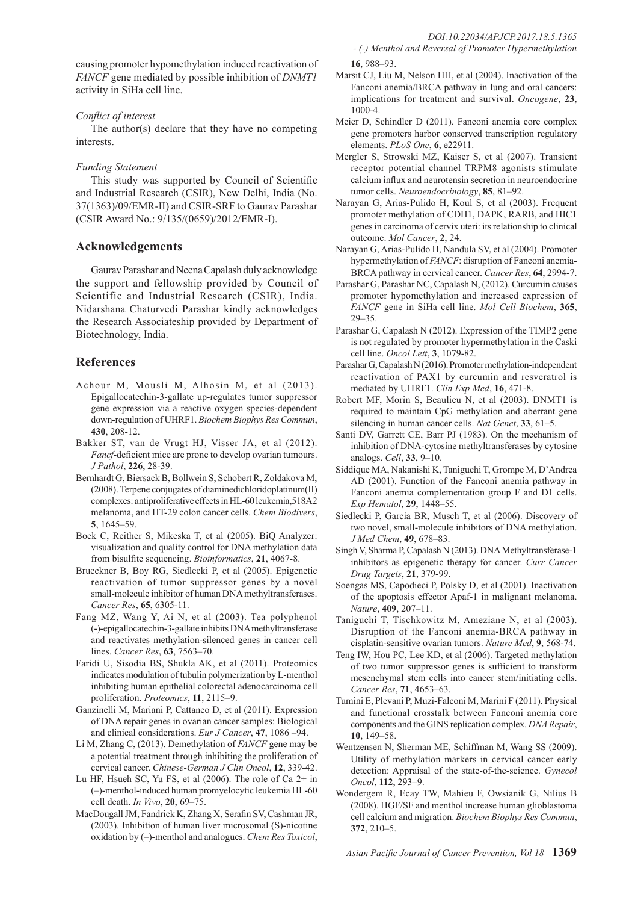causing promoter hypomethylation induced reactivation of *FANCF* gene mediated by possible inhibition of *DNMT1* activity in SiHa cell line.

*Conflict of interest*

The author(s) declare that they have no competing interests.

*Funding Statement*

This study was supported by Council of Scientific and Industrial Research (CSIR), New Delhi, India (No. 37(1363)/09/EMR-II) and CSIR-SRF to Gaurav Parashar (CSIR Award No.: 9/135/(0659)/2012/EMR-I).

## Acknowledgements

Gaurav Parashar and Neena Capalash duly acknowledge the support and fellowship provided by Council of Scientific and Industrial Research (CSIR), India. Nidarshana Chaturvedi Parashar kindly acknowledges the Research Associateship provided by Department of Biotechnology, India.

## References

Achour M, Mousli M, Alhosin M, et al (2013). Epigallocatechin-3-gallate up-regulates tumor suppressor gene expression via a reactive oxygen species-dependent down-regulation of UHRF1. *Biochem Biophys Res Commun*, **430**, 208-12.

Bakker ST, van de Vrugt HJ, Visser JA, et al (2012). *Fancf*-deficient mice are prone to develop ovarian tumours. *J Pathol*, **226**, 28-39.

Bernhardt G, Biersack B, Bollwein S, Schobert R, Zoldakova M, (2008). Terpene conjugates of diaminedichloridoplatinum(II) complexes: antiproliferative effects in HL-60 leukemia,518A2 melanoma, and HT-29 colon cancer cells. *Chem Biodivers*, **5**, 1645–59.

Bock C, Reither S, Mikeska T, et al (2005). BiQ Analyzer: visualization and quality control for DNA methylation data from bisulfite sequencing. *Bioinformatics*, **21**, 4067-8.

Brueckner B, Boy RG, Siedlecki P, et al (2005). Epigenetic reactivation of tumor suppressor genes by a novel small-molecule inhibitor of human DNA methyltransferases. *Cancer Res*, **65**, 6305-11.

Fang MZ, Wang Y, Ai N, et al (2003). Tea polyphenol (-)-epigallocatechin-3-gallate inhibits DNA methyltransferase and reactivates methylation-silenced genes in cancer cell lines. *Cancer Res*, **63**, 7563–70.

Faridi U, Sisodia BS, Shukla AK, et al (2011). Proteomics indicates modulation of tubulin polymerization by L-menthol inhibiting human epithelial colorectal adenocarcinoma cell proliferation. *Proteomics*, **11**, 2115–9.

Ganzinelli M, Mariani P, Cattaneo D, et al (2011). Expression of DNA repair genes in ovarian cancer samples: Biological and clinical considerations. *Eur J Cancer*, **47**, 1086 –94.

Li M, Zhang C, (2013). Demethylation of *FANCF* gene may be a potential treatment through inhibiting the proliferation of cervical cancer. *Chinese-German J Clin Oncol*, **12**, 339-42.

Lu HF, Hsueh SC, Yu FS, et al (2006). The role of Ca 2+ in (–)-menthol-induced human promyelocytic leukemia HL-60 cell death. *In Vivo*, **20**, 69–75.

MacDougall JM, Fandrick K, Zhang X, Serafin SV, Cashman JR, (2003). Inhibition of human liver microsomal (S)-nicotine oxidation by (–)-menthol and analogues. *Chem Res Toxicol*, **16**, 988–93.

Marsit CJ, Liu M, Nelson HH, et al (2004). Inactivation of the Fanconi anemia/BRCA pathway in lung and oral cancers: implications for treatment and survival. *Oncogene*, **23**, 1000-4.

Meier D, Schindler D (2011). Fanconi anemia core complex gene promoters harbor conserved transcription regulatory elements. *PLoS One*, **6**, e22911.

Mergler S, Strowski MZ, Kaiser S, et al (2007). Transient receptor potential channel TRPM8 agonists stimulate calcium influx and neurotensin secretion in neuroendocrine tumor cells. *Neuroendocrinology*, **85**, 81–92.

Narayan G, Arias-Pulido H, Koul S, et al (2003). Frequent promoter methylation of CDH1, DAPK, RARB, and HIC1 genes in carcinoma of cervix uteri: its relationship to clinical outcome. *Mol Cancer*, **2**, 24.

Narayan G, Arias-Pulido H, Nandula SV, et al (2004). Promoter hypermethylation of *FANCF*: disruption of Fanconi anemia-BRCA pathway in cervical cancer. *Cancer Res*, **64**, 2994-7.

Parashar G, Parashar NC, Capalash N, (2012). Curcumin causes promoter hypomethylation and increased expression of *FANCF* gene in SiHa cell line. *Mol Cell Biochem*, **365**, 29–35.

Parashar G, Capalash N (2012). Expression of the TIMP2 gene is not regulated by promoter hypermethylation in the Caski cell line. *Oncol Lett*, **3**, 1079-82.

Parashar G, Capalash N (2016). Promoter methylation-independent reactivation of PAX1 by curcumin and resveratrol is mediated by UHRF1. *Clin Exp Med*, **16**, 471-8.

Robert MF, Morin S, Beaulieu N, et al (2003). DNMT1 is required to maintain CpG methylation and aberrant gene silencing in human cancer cells. *Nat Genet*, **33**, 61–5.

Santi DV, Garrett CE, Barr PJ (1983). On the mechanism of inhibition of DNA-cytosine methyltransferases by cytosine analogs. *Cell*, **33**, 9–10.

Siddique MA, Nakanishi K, Taniguchi T, Grompe M, D'Andrea AD (2001). Function of the Fanconi anemia pathway in Fanconi anemia complementation group F and D1 cells. *Exp Hematol*, **29**, 1448–55.

Siedlecki P, Garcia BR, Musch T, et al (2006). Discovery of two novel, small-molecule inhibitors of DNA methylation. *J Med Chem*, **49**, 678–83.

Singh V, Sharma P, Capalash N (2013). DNA Methyltransferase-1 inhibitors as epigenetic therapy for cancer. *Curr Cancer Drug Targets*, **21**, 379-99.

Soengas MS, Capodieci P, Polsky D, et al (2001). Inactivation of the apoptosis effector Apaf-1 in malignant melanoma. *Nature*, **409**, 207–11.

Taniguchi T, Tischkowitz M, Ameziane N, et al (2003). Disruption of the Fanconi anemia-BRCA pathway in cisplatin-sensitive ovarian tumors. *Nature Med*, **9**, 568-74.

Teng IW, Hou PC, Lee KD, et al (2006). Targeted methylation of two tumor suppressor genes is sufficient to transform mesenchymal stem cells into cancer stem/initiating cells. *Cancer Res*, **71**, 4653–63.

Tumini E, Plevani P, Muzi-Falconi M, Marini F (2011). Physical and functional crosstalk between Fanconi anemia core components and the GINS replication complex. *DNA Repair*, **10**, 149–58.

Wentzensen N, Sherman ME, Schiffman M, Wang SS (2009). Utility of methylation markers in cervical cancer early detection: Appraisal of the state-of-the-science. *Gynecol Oncol*, **112**, 293–9.

Wondergem R, Ecay TW, Mahieu F, Owsianik G, Nilius B (2008). HGF/SF and menthol increase human glioblastoma cell calcium and migration. *Biochem Biophys Res Commun*, **372**, 210–5.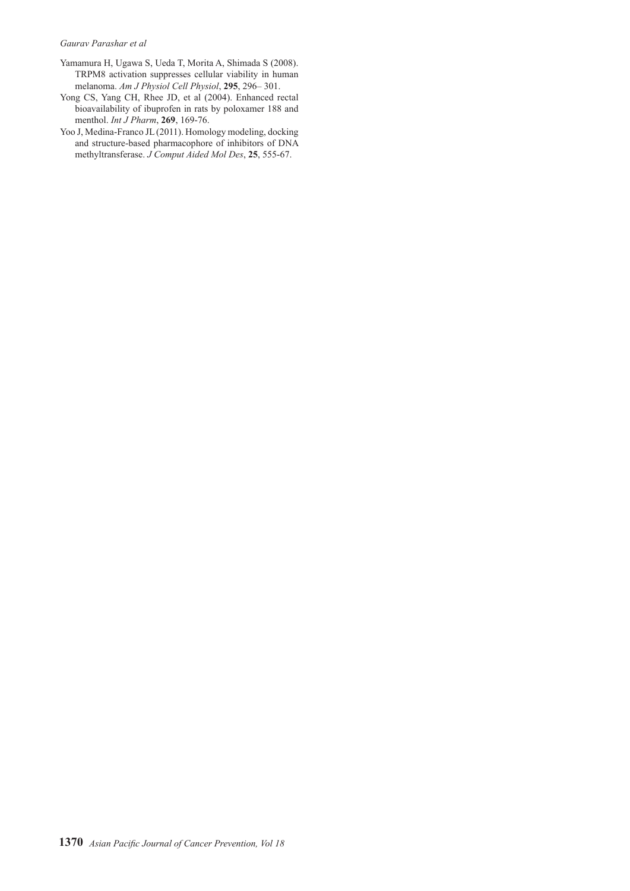Yamamura H, Ugawa S, Ueda T, Morita A, Shimada S (2008). TRPM8 activation suppresses cellular viability in human melanoma. *Am J Physiol Cell Physiol*, **295**, 296– 301.

Yong CS, Yang CH, Rhee JD, et al (2004). Enhanced rectal bioavailability of ibuprofen in rats by poloxamer 188 and menthol. *Int J Pharm*, **269**, 169-76.

Yoo J, Medina-Franco JL (2011). Homology modeling, docking and structure-based pharmacophore of inhibitors of DNA methyltransferase. *J Comput Aided Mol Des*, **25**, 555-67.